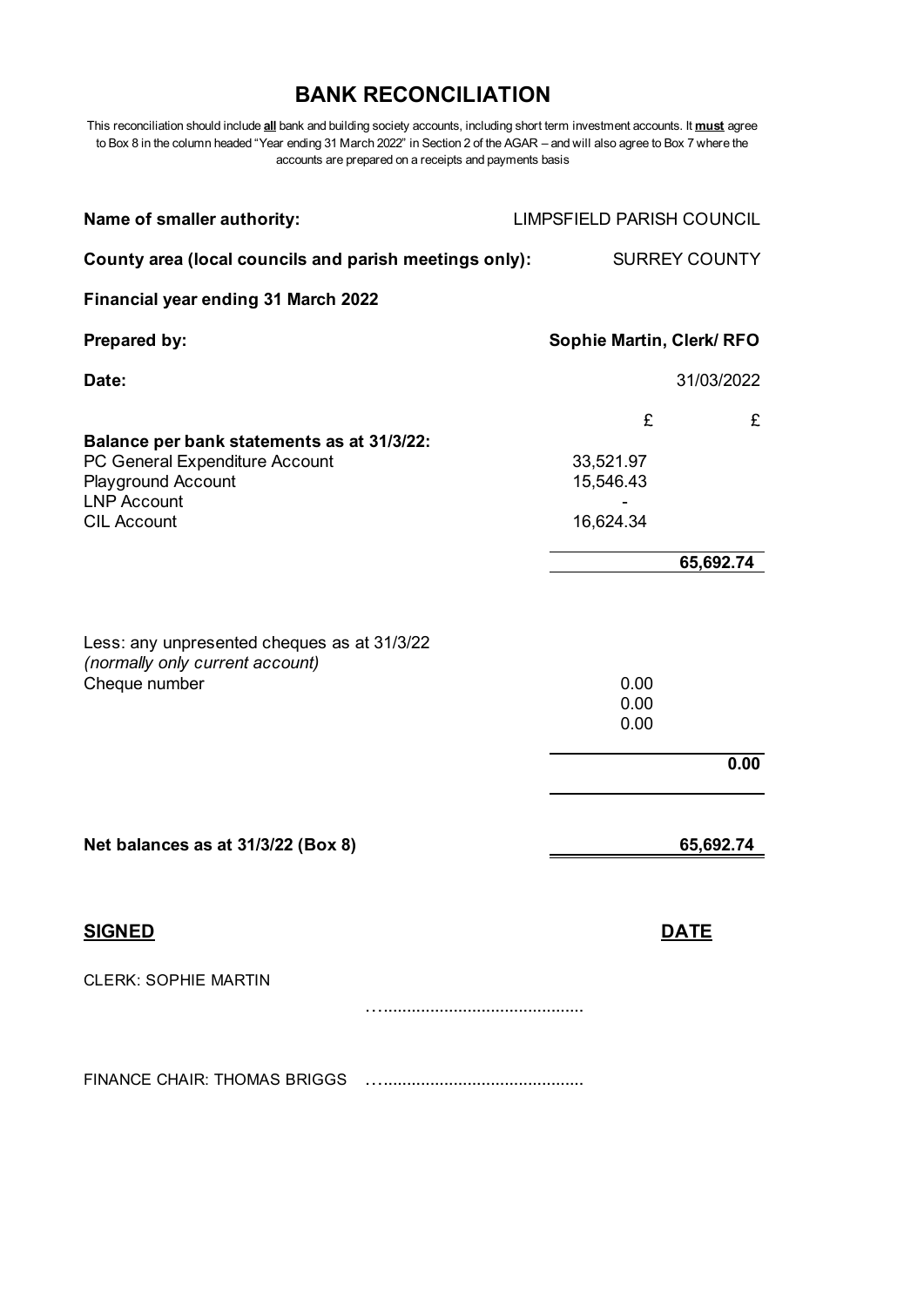# BANK RECONCILIATION

This reconciliation should include **all** bank and building society accounts, including short term investment accounts. It **must** agree to Box 8 in the column headed "Year ending 31 March 2022" in Section 2 of the AGAR – and will also agree to Box 7 where the accounts are prepared on a receipts and payments basis

| | |
|---|---|
| **Name of smaller authority:** | LIMPSFIELD PARISH COUNCIL |
| **County area (local councils and parish meetings only):** | SURREY COUNTY |
| **Financial year ending 31 March 2022** | |
| **Prepared by:** | **Sophie Martin, Clerk/ RFO** |
| **Date:** | 31/03/2022 |

| | £ | £ |
|---|---|---|
| **Balance per bank statements as at 31/3/22:** | | |
| PC General Expenditure Account | 33,521.97 | |
| Playground Account | 15,546.43 | |
| LNP Account | - | |
| CIL Account | 16,624.34 | |
| | | **65,692.74** |
| Less: any unpresented cheques as at 31/3/22 *(normally only current account)* | | |
| Cheque number | 0.00 | |
| | 0.00 | |
| | 0.00 | |
| | | **0.00** |
| **Net balances as at 31/3/22 (Box 8)** | | **65,692.74** |

**SIGNED** **DATE**

CLERK: SOPHIE MARTIN …..........................................

FINANCE CHAIR: THOMAS BRIGGS …..........................................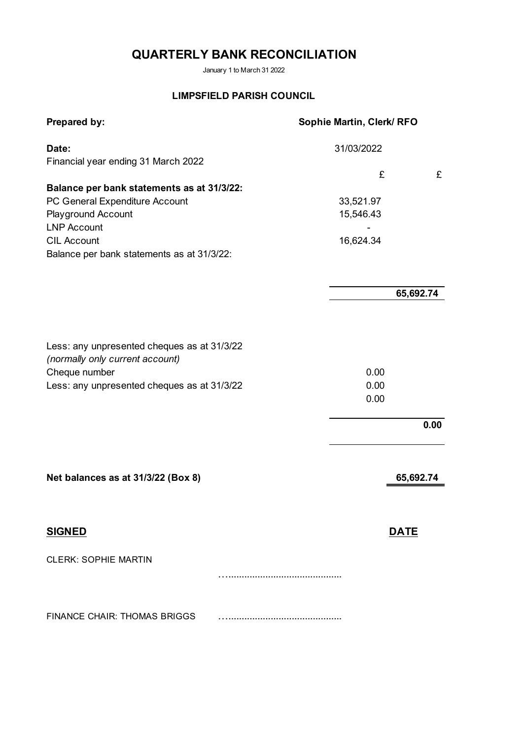# QUARTERLY BANK RECONCILIATION

January 1 to March 31 2022

### LIMPSFIELD PARISH COUNCIL

| | | |
|---|---|---|
| **Prepared by:** | **Sophie Martin, Clerk/ RFO** | |
| **Date:** | 31/03/2022 | |
| Financial year ending 31 March 2022 | | |
| | £ | £ |
| **Balance per bank statements as at 31/3/22:** | | |
| PC General Expenditure Account | 33,521.97 | |
| Playground Account | 15,546.43 | |
| LNP Account | - | |
| CIL Account | 16,624.34 | |
| Balance per bank statements as at 31/3/22: | | |
| | | **65,692.74** |
| Less: any unpresented cheques as at 31/3/22 *(normally only current account)* | | |
| Cheque number | 0.00 | |
| Less: any unpresented cheques as at 31/3/22 | 0.00 | |
| | 0.00 | |
| | | **0.00** |
| **Net balances as at 31/3/22 (Box 8)** | | **65,692.74** |

**SIGNED** **DATE**

CLERK: SOPHIE MARTIN …..........................................

FINANCE CHAIR: THOMAS BRIGGS …..........................................